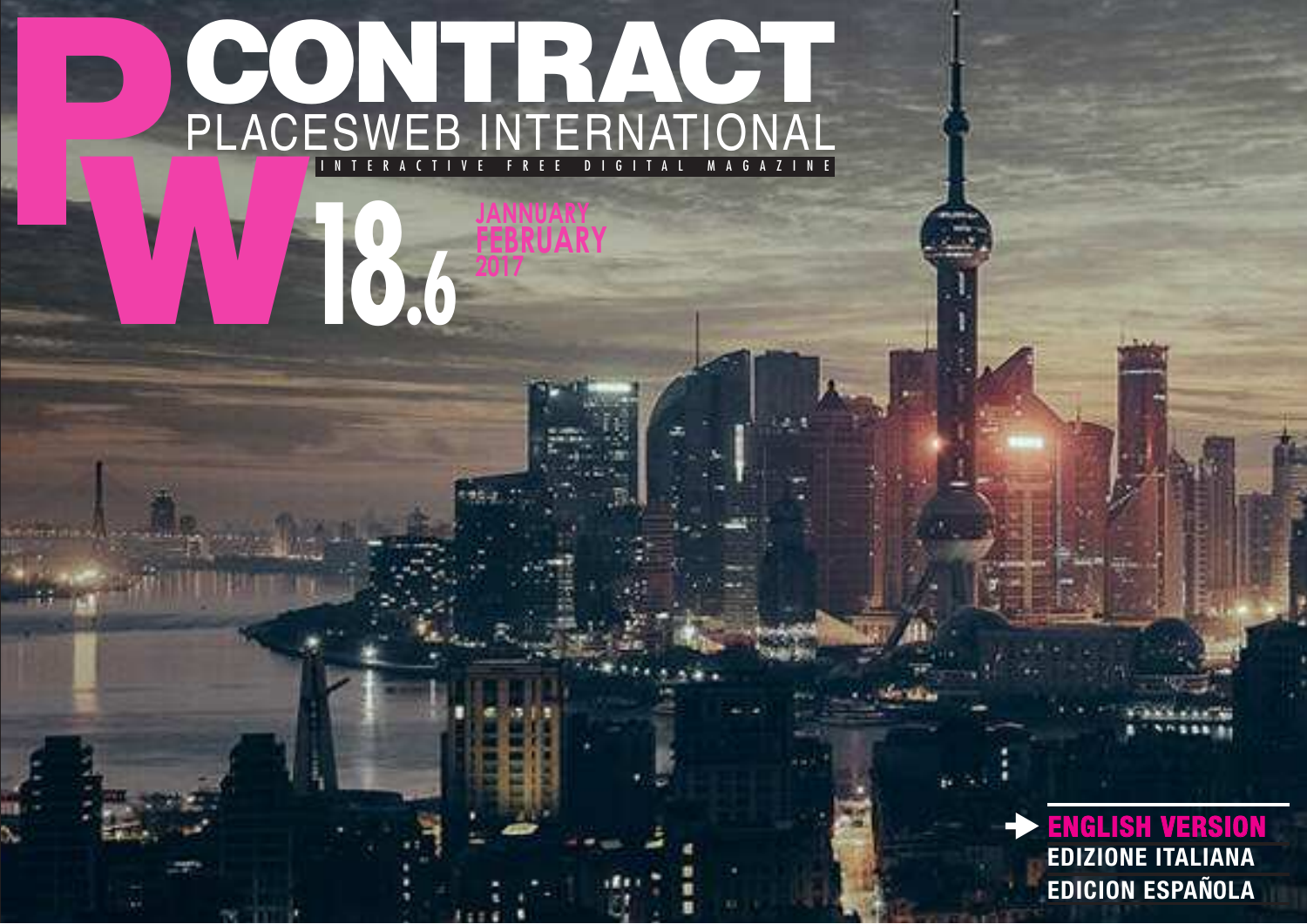# PW CONTRACT

## PLACESWEB INTERNATIONAL

INTERACTIVE FREE DIGITAL MAGAZINE

**18.6**

JANNUARY
FEBRUARY
2017

→ **ENGLISH VERSION**

**EDIZIONE ITALIANA**

**EDICION ESPAÑOLA**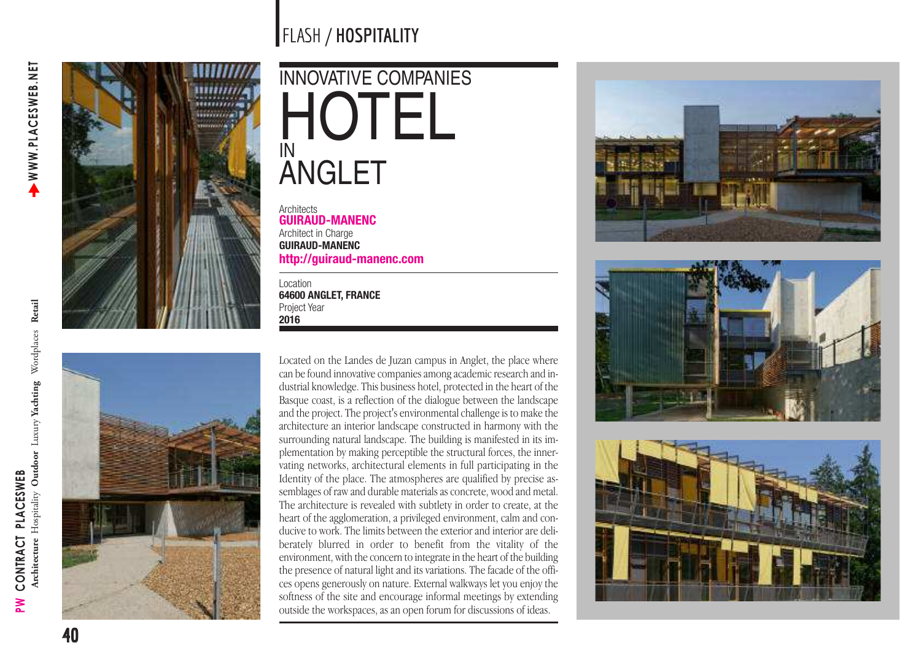# INNOVATIVE COMPANIES HOTEL IN ANGLET

Architects
**GUIRAUD-MANENC**
Architect in Charge
**GUIRAUD-MANENC**
**http://guiraud-manenc.com**

Location
**64600 ANGLET, FRANCE**
Project Year
**2016**

Located on the Landes de Juzan campus in Anglet, the place where can be found innovative companies among academic research and industrial knowledge. This business hotel, protected in the heart of the Basque coast, is a reflection of the dialogue between the landscape and the project. The project's environmental challenge is to make the architecture an interior landscape constructed in harmony with the surrounding natural landscape. The building is manifested in its implementation by making perceptible the structural forces, the innervating networks, architectural elements in full participating in the Identity of the place. The atmospheres are qualified by precise assemblages of raw and durable materials as concrete, wood and metal. The architecture is revealed with subtlety in order to create, at the heart of the agglomeration, a privileged environment, calm and conducive to work. The limits between the exterior and interior are deliberately blurred in order to benefit from the vitality of the environment, with the concern to integrate in the heart of the building the presence of natural light and its variations. The facade of the offices opens generously on nature. External walkways let you enjoy the softness of the site and encourage informal meetings by extending outside the workspaces, as an open forum for discussions of ideas.